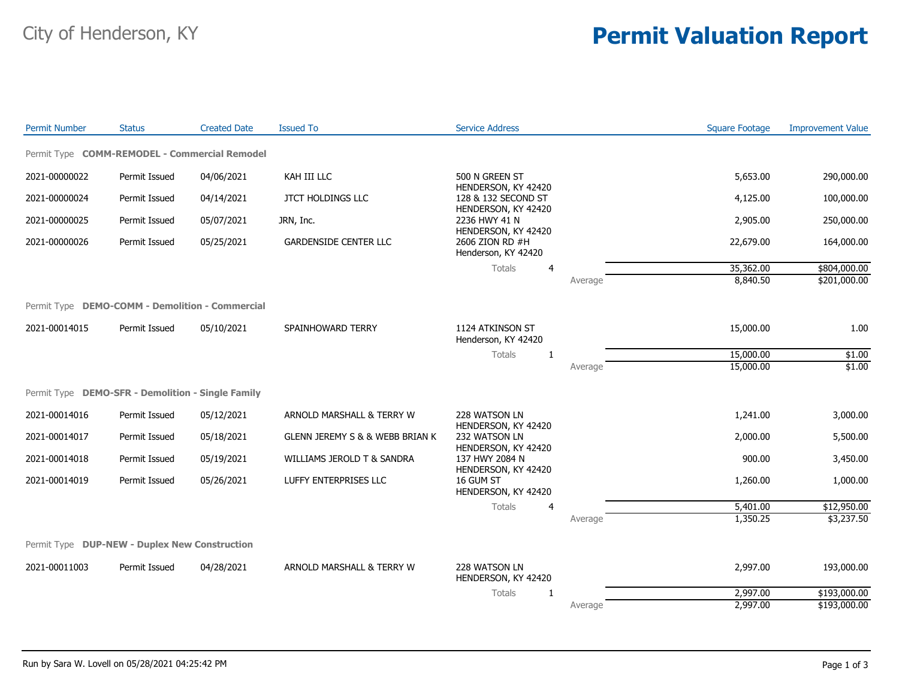City of Henderson, KY

# Permit Valuation Report

| Permit Number | Status | Created Date | Issued To | Service Address | | Square Footage | Improvement Value |
|---|---|---|---|---|---|---|---|
| **Permit Type COMM-REMODEL - Commercial Remodel** | | | | | | | |
| 2021-00000022 | Permit Issued | 04/06/2021 | KAH III LLC | 500 N GREEN ST HENDERSON, KY 42420 | | 5,653.00 | 290,000.00 |
| 2021-00000024 | Permit Issued | 04/14/2021 | JTCT HOLDINGS LLC | 128 & 132 SECOND ST HENDERSON, KY 42420 | | 4,125.00 | 100,000.00 |
| 2021-00000025 | Permit Issued | 05/07/2021 | JRN, Inc. | 2236 HWY 41 N HENDERSON, KY 42420 | | 2,905.00 | 250,000.00 |
| 2021-00000026 | Permit Issued | 05/25/2021 | GARDENSIDE CENTER LLC | 2606 ZION RD #H Henderson, KY 42420 | | 22,679.00 | 164,000.00 |
| | | | | Totals 4 | | 35,362.00 | $804,000.00 |
| | | | | | Average | 8,840.50 | $201,000.00 |
| **Permit Type DEMO-COMM - Demolition - Commercial** | | | | | | | |
| 2021-00014015 | Permit Issued | 05/10/2021 | SPAINHOWARD TERRY | 1124 ATKINSON ST Henderson, KY 42420 | | 15,000.00 | 1.00 |
| | | | | Totals 1 | | 15,000.00 | $1.00 |
| | | | | | Average | 15,000.00 | $1.00 |
| **Permit Type DEMO-SFR - Demolition - Single Family** | | | | | | | |
| 2021-00014016 | Permit Issued | 05/12/2021 | ARNOLD MARSHALL & TERRY W | 228 WATSON LN HENDERSON, KY 42420 | | 1,241.00 | 3,000.00 |
| 2021-00014017 | Permit Issued | 05/18/2021 | GLENN JEREMY S & & WEBB BRIAN K | 232 WATSON LN HENDERSON, KY 42420 | | 2,000.00 | 5,500.00 |
| 2021-00014018 | Permit Issued | 05/19/2021 | WILLIAMS JEROLD T & SANDRA | 137 HWY 2084 N HENDERSON, KY 42420 | | 900.00 | 3,450.00 |
| 2021-00014019 | Permit Issued | 05/26/2021 | LUFFY ENTERPRISES LLC | 16 GUM ST HENDERSON, KY 42420 | | 1,260.00 | 1,000.00 |
| | | | | Totals 4 | | 5,401.00 | $12,950.00 |
| | | | | | Average | 1,350.25 | $3,237.50 |
| **Permit Type DUP-NEW - Duplex New Construction** | | | | | | | |
| 2021-00011003 | Permit Issued | 04/28/2021 | ARNOLD MARSHALL & TERRY W | 228 WATSON LN HENDERSON, KY 42420 | | 2,997.00 | 193,000.00 |
| | | | | Totals 1 | | 2,997.00 | $193,000.00 |
| | | | | | Average | 2,997.00 | $193,000.00 |

Run by Sara W. Lovell on 05/28/2021 04:25:42 PM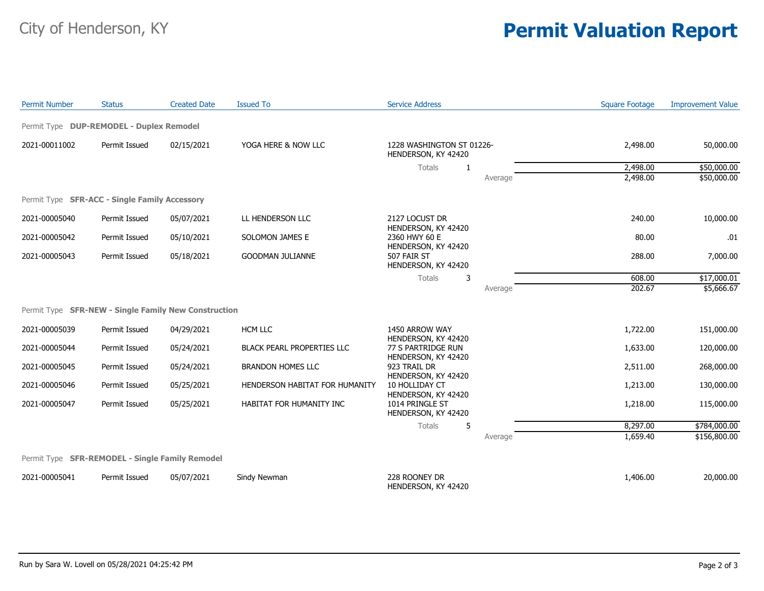City of Henderson, KY

# Permit Valuation Report

| Permit Number | Status | Created Date | Issued To | Service Address | | Square Footage | Improvement Value |
|---|---|---|---|---|---|---|---|
| Permit Type **DUP-REMODEL - Duplex Remodel** | | | | | | | |
| 2021-00011002 | Permit Issued | 02/15/2021 | YOGA HERE & NOW LLC | 1228 WASHINGTON ST 01226- HENDERSON, KY 42420 | | 2,498.00 | 50,000.00 |
| | | | | Totals 1 | | 2,498.00 | $50,000.00 |
| | | | | | Average | 2,498.00 | $50,000.00 |
| Permit Type **SFR-ACC - Single Family Accessory** | | | | | | | |
| 2021-00005040 | Permit Issued | 05/07/2021 | LL HENDERSON LLC | 2127 LOCUST DR HENDERSON, KY 42420 | | 240.00 | 10,000.00 |
| 2021-00005042 | Permit Issued | 05/10/2021 | SOLOMON JAMES E | 2360 HWY 60 E HENDERSON, KY 42420 | | 80.00 | .01 |
| 2021-00005043 | Permit Issued | 05/18/2021 | GOODMAN JULIANNE | 507 FAIR ST HENDERSON, KY 42420 | | 288.00 | 7,000.00 |
| | | | | Totals 3 | | 608.00 | $17,000.01 |
| | | | | | Average | 202.67 | $5,666.67 |
| Permit Type **SFR-NEW - Single Family New Construction** | | | | | | | |
| 2021-00005039 | Permit Issued | 04/29/2021 | HCM LLC | 1450 ARROW WAY HENDERSON, KY 42420 | | 1,722.00 | 151,000.00 |
| 2021-00005044 | Permit Issued | 05/24/2021 | BLACK PEARL PROPERTIES LLC | 77 S PARTRIDGE RUN HENDERSON, KY 42420 | | 1,633.00 | 120,000.00 |
| 2021-00005045 | Permit Issued | 05/24/2021 | BRANDON HOMES LLC | 923 TRAIL DR HENDERSON, KY 42420 | | 2,511.00 | 268,000.00 |
| 2021-00005046 | Permit Issued | 05/25/2021 | HENDERSON HABITAT FOR HUMANITY | 10 HOLLIDAY CT HENDERSON, KY 42420 | | 1,213.00 | 130,000.00 |
| 2021-00005047 | Permit Issued | 05/25/2021 | HABITAT FOR HUMANITY INC | 1014 PRINGLE ST HENDERSON, KY 42420 | | 1,218.00 | 115,000.00 |
| | | | | Totals 5 | | 8,297.00 | $784,000.00 |
| | | | | | Average | 1,659.40 | $156,800.00 |
| Permit Type **SFR-REMODEL - Single Family Remodel** | | | | | | | |
| 2021-00005041 | Permit Issued | 05/07/2021 | Sindy Newman | 228 ROONEY DR HENDERSON, KY 42420 | | 1,406.00 | 20,000.00 |

Run by Sara W. Lovell on 05/28/2021 04:25:42 PM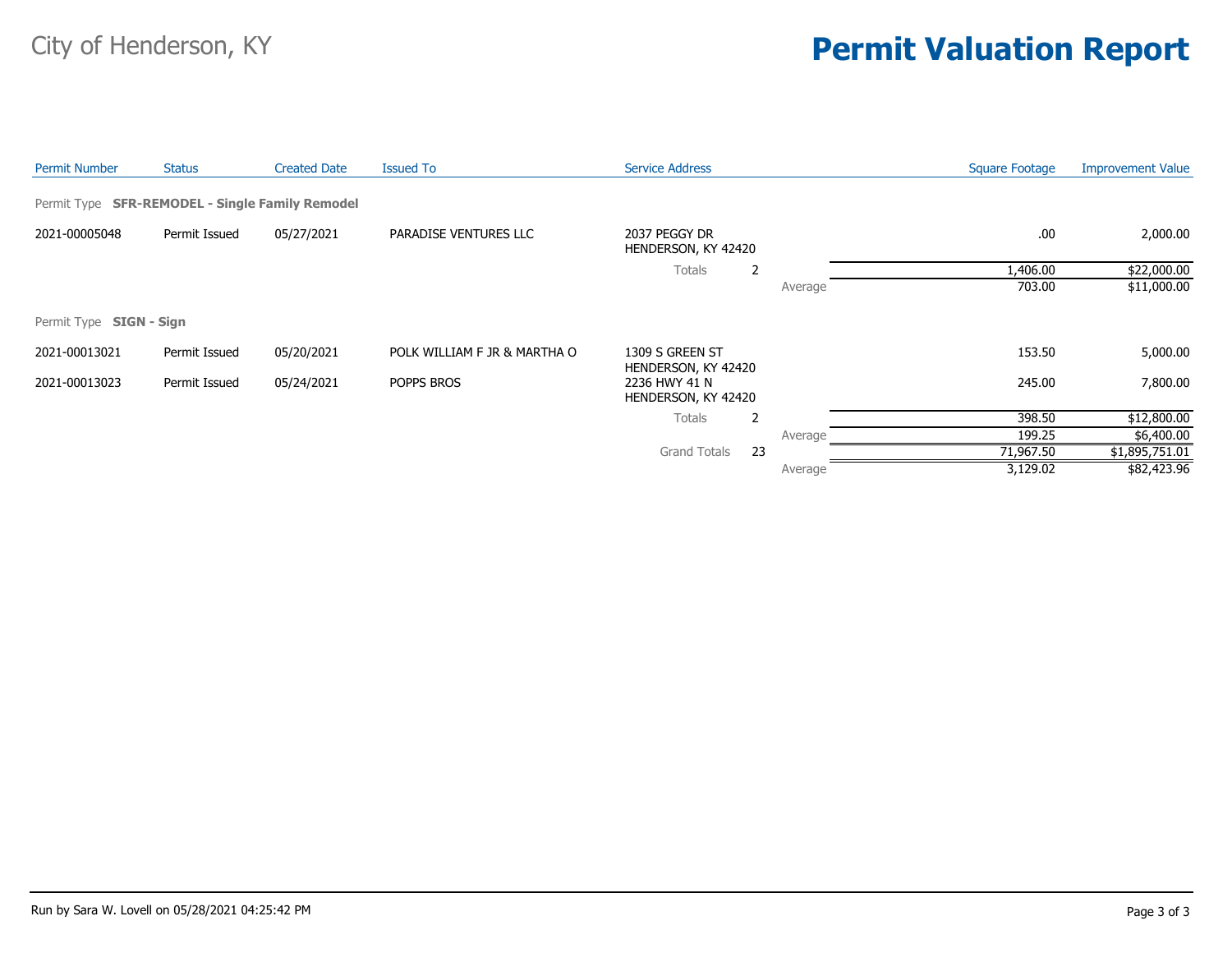City of Henderson, KY

# Permit Valuation Report

| Permit Number | Status | Created Date | Issued To | Service Address | | | Square Footage | Improvement Value |
|---|---|---|---|---|---|---|---|---|
| Permit Type **SFR-REMODEL - Single Family Remodel** | | | | | | | | |
| 2021-00005048 | Permit Issued | 05/27/2021 | PARADISE VENTURES LLC | 2037 PEGGY DR HENDERSON, KY 42420 | | | .00 | 2,000.00 |
| | | | | Totals | 2 | | 1,406.00 | $22,000.00 |
| | | | | | | Average | 703.00 | $11,000.00 |
| Permit Type **SIGN - Sign** | | | | | | | | |
| 2021-00013021 | Permit Issued | 05/20/2021 | POLK WILLIAM F JR & MARTHA O | 1309 S GREEN ST HENDERSON, KY 42420 | | | 153.50 | 5,000.00 |
| 2021-00013023 | Permit Issued | 05/24/2021 | POPPS BROS | 2236 HWY 41 N HENDERSON, KY 42420 | | | 245.00 | 7,800.00 |
| | | | | Totals | 2 | | 398.50 | $12,800.00 |
| | | | | | | Average | 199.25 | $6,400.00 |
| | | | | Grand Totals | 23 | | 71,967.50 | $1,895,751.01 |
| | | | | | | Average | 3,129.02 | $82,423.96 |

Run by Sara W. Lovell on 05/28/2021 04:25:42 PM